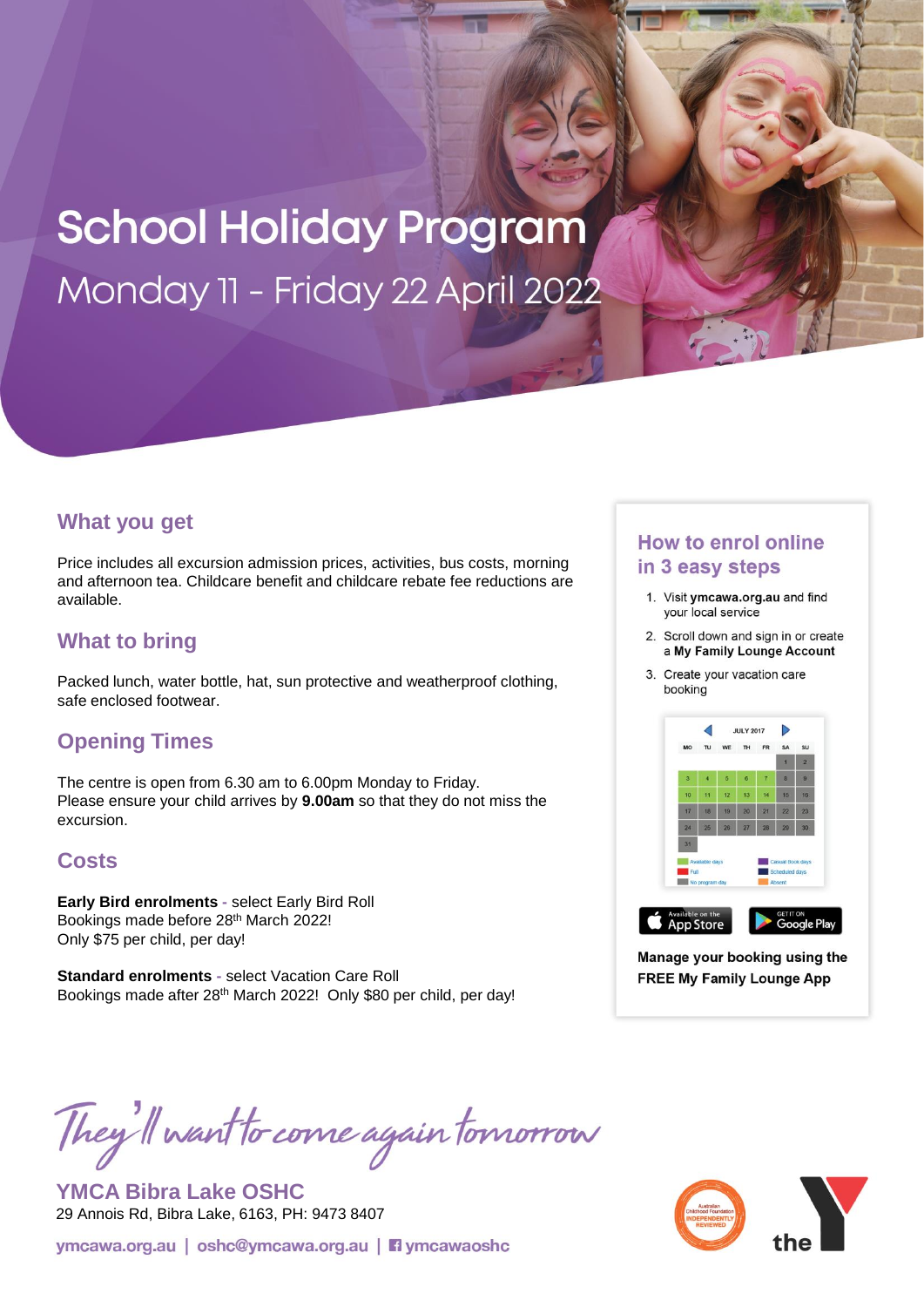# School Holiday Program

## Monday 11 - Friday 22 April 2022

## What you get

Price includes all excursion admission prices, activities, bus costs, morning and afternoon tea. Childcare benefit and childcare rebate fee reductions are available.

## What to bring

Packed lunch, water bottle, hat, sun protective and weatherproof clothing, safe enclosed footwear.

## Opening Times

The centre is open from 6.30 am to 6.00pm Monday to Friday.
Please ensure your child arrives by **9.00am** so that they do not miss the excursion.

## Costs

**Early Bird enrolments** - select Early Bird Roll
Bookings made before 28th March 2022!
Only $75 per child, per day!

**Standard enrolments** - select Vacation Care Roll
Bookings made after 28th March 2022! Only $80 per child, per day!

## How to enrol online in 3 easy steps

1. Visit **ymcawa.org.au** and find your local service
2. Scroll down and sign in or create a **My Family Lounge Account**
3. Create your vacation care booking

**Manage your booking using the FREE My Family Lounge App**

*They'll want to come again tomorrow*

**YMCA Bibra Lake OSHC**
29 Annois Rd, Bibra Lake, 6163, PH: 9473 8407

ymcawa.org.au | oshc@ymcawa.org.au | ymcawaoshc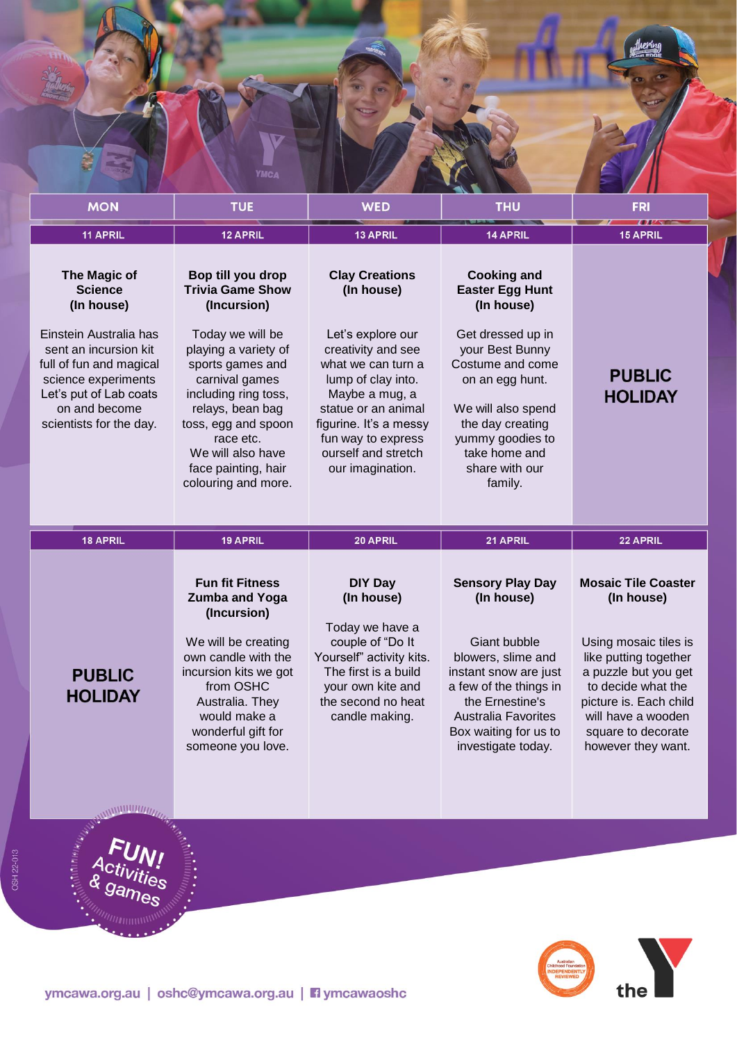| MON | TUE | WED | THU | FRI |
| --- | --- | --- | --- | --- |
| 11 APRIL | 12 APRIL | 13 APRIL | 14 APRIL | 15 APRIL |
| **The Magic of Science (In house)** Einstein Australia has sent an incursion kit full of fun and magical science experiments Let's put of Lab coats on and become scientists for the day. | **Bop till you drop Trivia Game Show (Incursion)** Today we will be playing a variety of sports games and carnival games including ring toss, relays, bean bag toss, egg and spoon race etc. We will also have face painting, hair colouring and more. | **Clay Creations (In house)** Let's explore our creativity and see what we can turn a lump of clay into. Maybe a mug, a statue or an animal figurine. It's a messy fun way to express ourself and stretch our imagination. | **Cooking and Easter Egg Hunt (In house)** Get dressed up in your Best Bunny Costume and come on an egg hunt. We will also spend the day creating yummy goodies to take home and share with our family. | **PUBLIC HOLIDAY** |
| 18 APRIL | 19 APRIL | 20 APRIL | 21 APRIL | 22 APRIL |
| **PUBLIC HOLIDAY** | **Fun fit Fitness Zumba and Yoga (Incursion)** We will be creating own candle with the incursion kits we got from OSHC Australia. They would make a wonderful gift for someone you love. | **DIY Day (In house)** Today we have a couple of "Do It Yourself" activity kits. The first is a build your own kite and the second no heat candle making. | **Sensory Play Day (In house)** Giant bubble blowers, slime and instant snow are just a few of the things in the Ernestine's Australia Favorites Box waiting for us to investigate today. | **Mosaic Tile Coaster (In house)** Using mosaic tiles is like putting together a puzzle but you get to decide what the picture is. Each child will have a wooden square to decorate however they want. |

FUN! Activities & games

OSH 22-013

ymcawa.org.au | oshc@ymcawa.org.au | ymcawaoshc